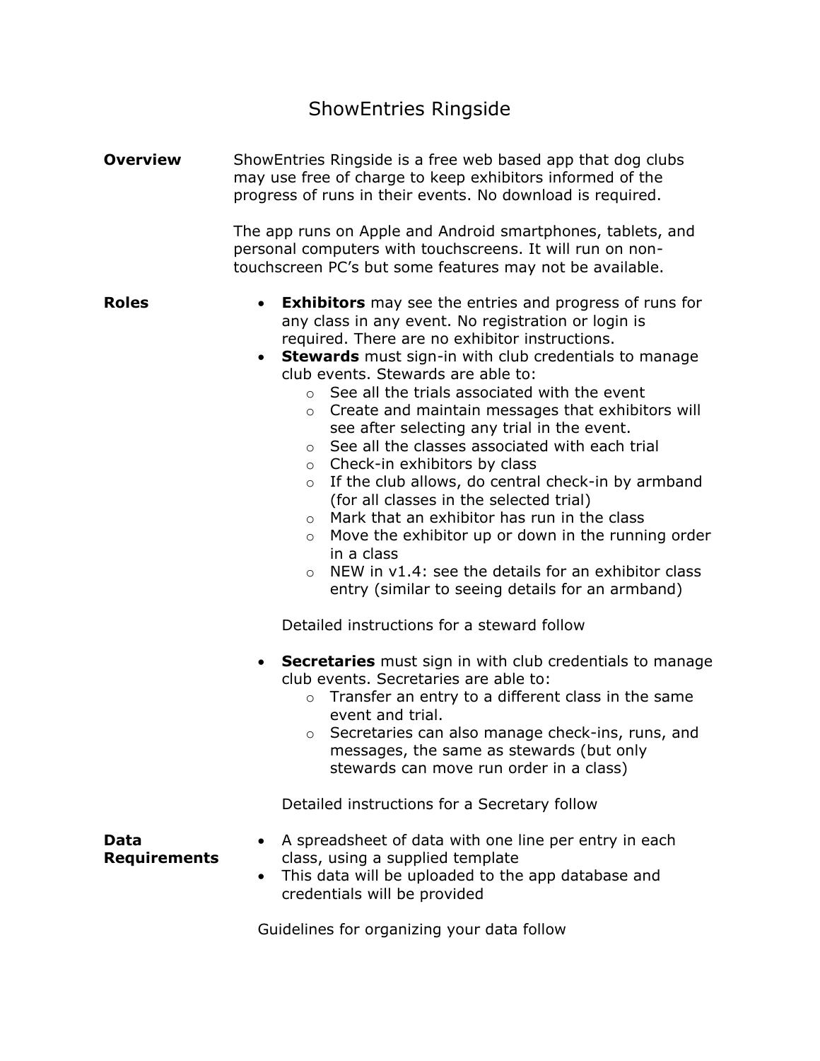# ShowEntries Ringside

**Overview**

ShowEntries Ringside is a free web based app that dog clubs may use free of charge to keep exhibitors informed of the progress of runs in their events. No download is required.

The app runs on Apple and Android smartphones, tablets, and personal computers with touchscreens. It will run on non-touchscreen PC's but some features may not be available.

**Roles**

- **Exhibitors** may see the entries and progress of runs for any class in any event. No registration or login is required. There are no exhibitor instructions.
- **Stewards** must sign-in with club credentials to manage club events. Stewards are able to:
  - See all the trials associated with the event
  - Create and maintain messages that exhibitors will see after selecting any trial in the event.
  - See all the classes associated with each trial
  - Check-in exhibitors by class
  - If the club allows, do central check-in by armband (for all classes in the selected trial)
  - Mark that an exhibitor has run in the class
  - Move the exhibitor up or down in the running order in a class
  - NEW in v1.4: see the details for an exhibitor class entry (similar to seeing details for an armband)

  Detailed instructions for a steward follow

- **Secretaries** must sign in with club credentials to manage club events. Secretaries are able to:
  - Transfer an entry to a different class in the same event and trial.
  - Secretaries can also manage check-ins, runs, and messages, the same as stewards (but only stewards can move run order in a class)

  Detailed instructions for a Secretary follow

**Data Requirements**

- A spreadsheet of data with one line per entry in each class, using a supplied template
- This data will be uploaded to the app database and credentials will be provided

Guidelines for organizing your data follow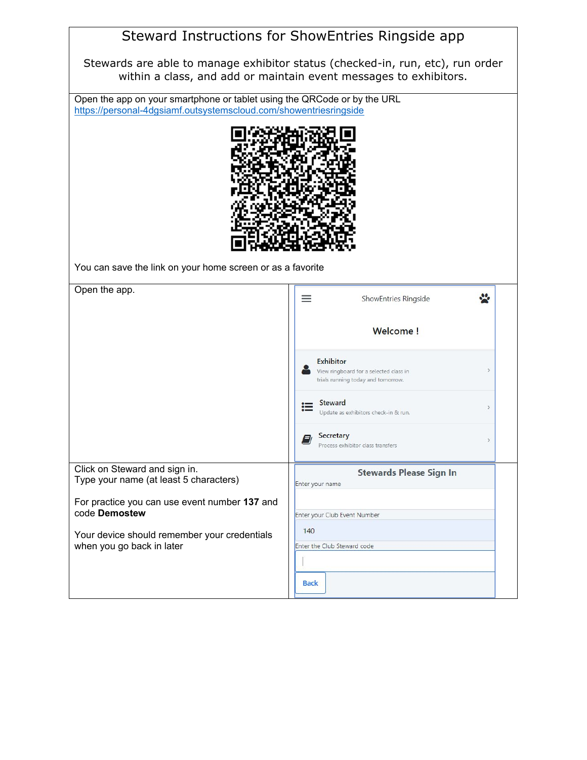# Steward Instructions for ShowEntries Ringside app

Stewards are able to manage exhibitor status (checked-in, run, etc), run order within a class, and add or maintain event messages to exhibitors.

Open the app on your smartphone or tablet using the QRCode or by the URL https://personal-4dgsiamf.outsystemscloud.com/showentriesringside

You can save the link on your home screen or as a favorite

| | |
|---|---|
| Open the app. | ShowEntries Ringside<br><br>Welcome !<br><br>Exhibitor<br>View ringboard for a selected class in trials running today and tomorrow.<br><br>Steward<br>Update as exhibitors check-in & run.<br><br>Secretary<br>Process exhibitor class transfers |
| Click on Steward and sign in.<br>Type your name (at least 5 characters)<br><br>For practice you can use event number **137** and code **Demostew**<br><br>Your device should remember your credentials when you go back in later | Stewards Please Sign In<br>Enter your name<br><br>Enter your Club Event Number<br>140<br>Enter the Club Steward code<br><br>Back |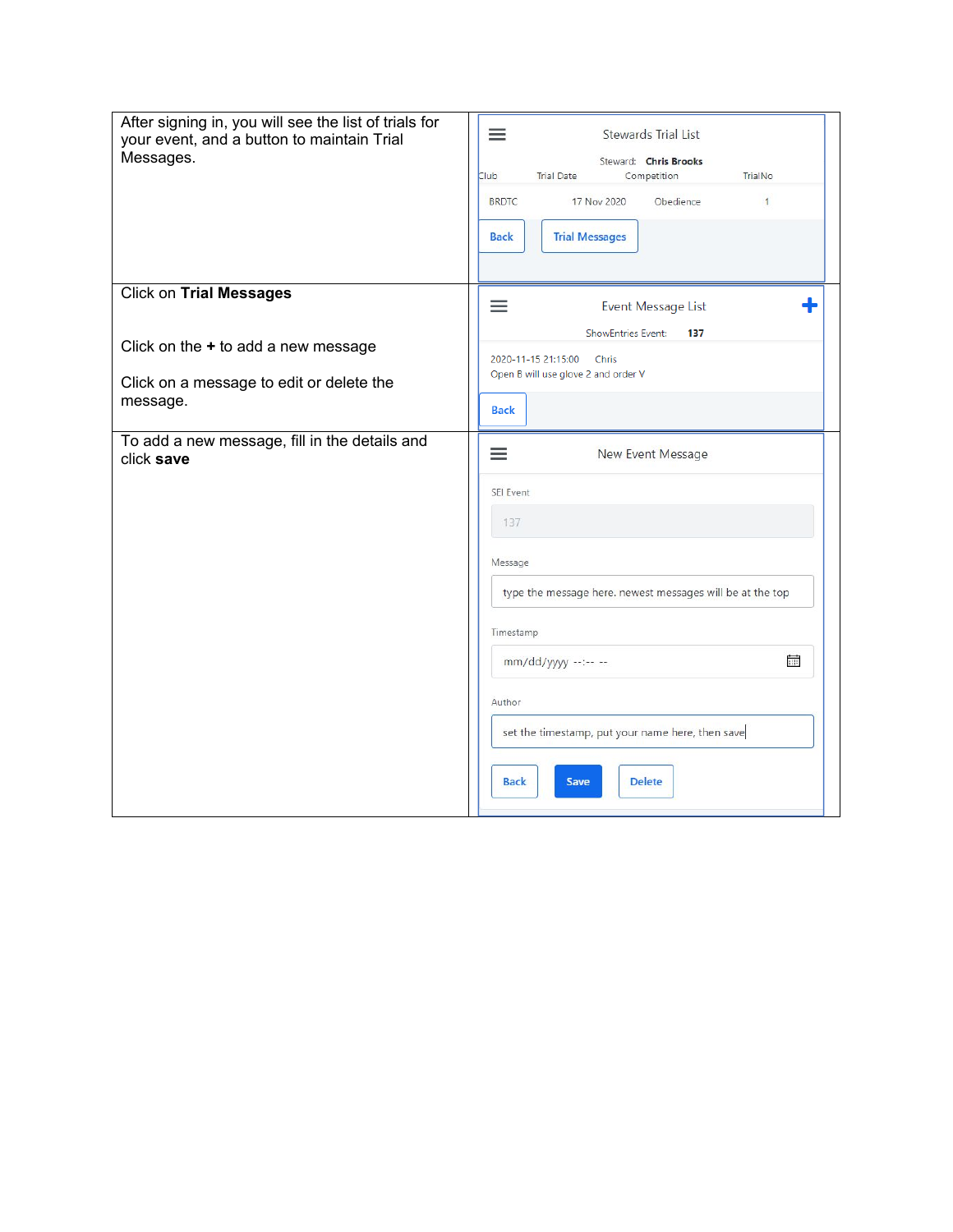| | |
|---|---|
| After signing in, you will see the list of trials for your event, and a button to maintain Trial Messages. | Stewards Trial List<br>Steward: **Chris Brooks**<br>Club / Trial Date / Competition / TrialNo<br>BRDTC / 17 Nov 2020 / Obedience / 1<br>Back / Trial Messages |
| Click on **Trial Messages**<br><br>Click on the **+** to add a new message<br><br>Click on a message to edit or delete the message. | Event Message List<br>ShowEntries Event: **137**<br>2020-11-15 21:15:00 Chris<br>Open B will use glove 2 and order V<br>Back |
| To add a new message, fill in the details and click **save** | New Event Message<br>SEI Event: 137<br>Message: type the message here. newest messages will be at the top<br>Timestamp: mm/dd/yyyy --:-- --<br>Author: set the timestamp, put your name here, then save<br>Back / Save / Delete |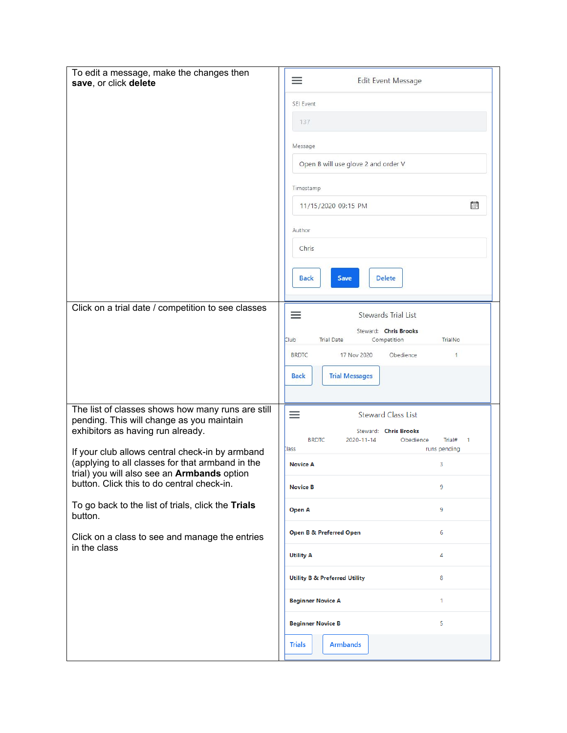| | |
|---|---|
| To edit a message, make the changes then **save**, or click **delete** | Edit Event Message<br><br>SEI Event<br>137<br><br>Message<br>Open B will use glove 2 and order V<br><br>Timestamp<br>11/15/2020 09:15 PM<br><br>Author<br>Chris<br><br>Back &nbsp; Save &nbsp; Delete |
| Click on a trial date / competition to see classes | Stewards Trial List<br><br>Steward: **Chris Brooks**<br><br>Club &nbsp; Trial Date &nbsp; Competition &nbsp; TrialNo<br>BRDTC &nbsp; 17 Nov 2020 &nbsp; Obedience &nbsp; 1<br><br>Back &nbsp; Trial Messages |
| The list of classes shows how many runs are still pending. This will change as you maintain exhibitors as having run already.<br><br>If your club allows central check-in by armband (applying to all classes for that armband in the trial) you will also see an **Armbands** option button. Click this to do central check-in.<br><br>To go back to the list of trials, click the **Trials** button.<br><br>Click on a class to see and manage the entries in the class | Steward Class List<br><br>Steward: **Chris Brooks**<br>BRDTC &nbsp; 2020-11-14 &nbsp; Obedience &nbsp; Trial# 1<br><br>Class &nbsp; runs pending<br>**Novice A** &nbsp; 3<br>**Novice B** &nbsp; 9<br>**Open A** &nbsp; 9<br>**Open B & Preferred Open** &nbsp; 6<br>**Utility A** &nbsp; 4<br>**Utility B & Preferred Utility** &nbsp; 8<br>**Beginner Novice A** &nbsp; 1<br>**Beginner Novice B** &nbsp; 5<br><br>Trials &nbsp; Armbands |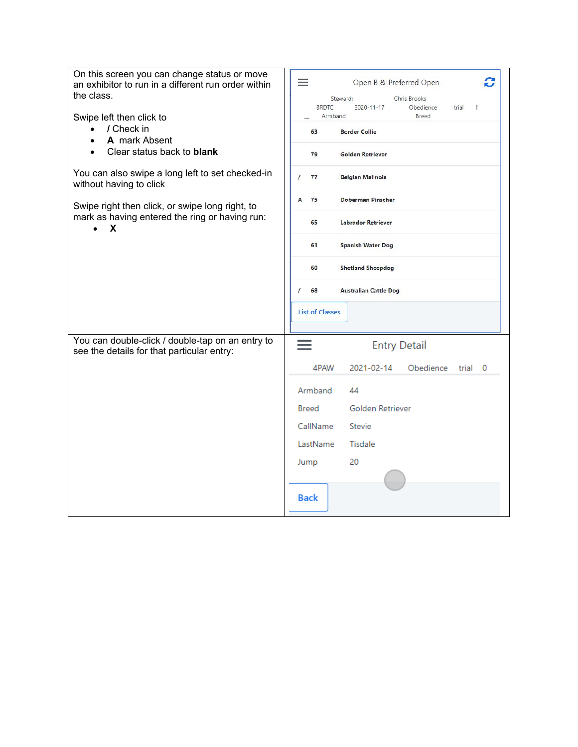| | |
|---|---|
| On this screen you can change status or move an exhibitor to run in a different run order within the class.<br><br>Swipe left then click to<br>• / Check in<br>• **A** mark Absent<br>• Clear status back to **blank**<br><br>You can also swipe a long left to set checked-in without having to click<br><br>Swipe right then click, or swipe long right, to mark as having entered the ring or having run:<br>• **X** | Open B & Preferred Open<br>Steward: Chris Brooks<br>BRDTC 2020-11-17 Obedience trial 1<br>Armband Breed<br>63 Border Collie<br>79 Golden Retriever<br>/ 77 Belgian Malinois<br>A 75 Doberman Pinscher<br>65 Labrador Retriever<br>61 Spanish Water Dog<br>60 Shetland Sheepdog<br>/ 68 Australian Cattle Dog<br>List of Classes |
| You can double-click / double-tap on an entry to see the details for that particular entry: | Entry Detail<br>4PAW 2021-02-14 Obedience trial 0<br>Armband 44<br>Breed Golden Retriever<br>CallName Stevie<br>LastName Tisdale<br>Jump 20<br>Back |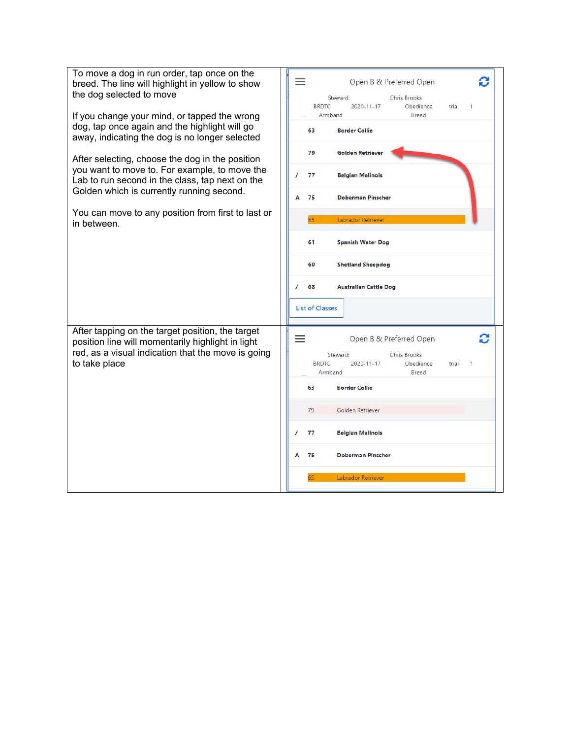| | |
|---|---|
| To move a dog in run order, tap once on the breed. The line will highlight in yellow to show the dog selected to move<br><br>If you change your mind, or tapped the wrong dog, tap once again and the highlight will go away, indicating the dog is no longer selected<br><br>After selecting, choose the dog in the position you want to move to. For example, to move the Lab to run second in the class, tap next on the Golden which is currently running second.<br><br>You can move to any position from first to last or in between. | Open B & Preferred Open<br>Steward: Chris Brooks<br>BRDTC 2020-11-17 Obedience trial 1<br>_ Armband Breed<br>63 Border Collie<br>79 Golden Retriever<br>/ 77 Belgian Malinois<br>A 75 Doberman Pinscher<br>65 Labrador Retriever<br>61 Spanish Water Dog<br>60 Shetland Sheepdog<br>/ 68 Australian Cattle Dog<br>List of Classes |
| After tapping on the target position, the target position line will momentarily highlight in light red, as a visual indication that the move is going to take place | Open B & Preferred Open<br>Steward: Chris Brooks<br>BRDTC 2020-11-17 Obedience trial 1<br>_ Armband Breed<br>63 Border Collie<br>79 Golden Retriever<br>/ 77 Belgian Malinois<br>A 75 Doberman Pinscher<br>65 Labrador Retriever |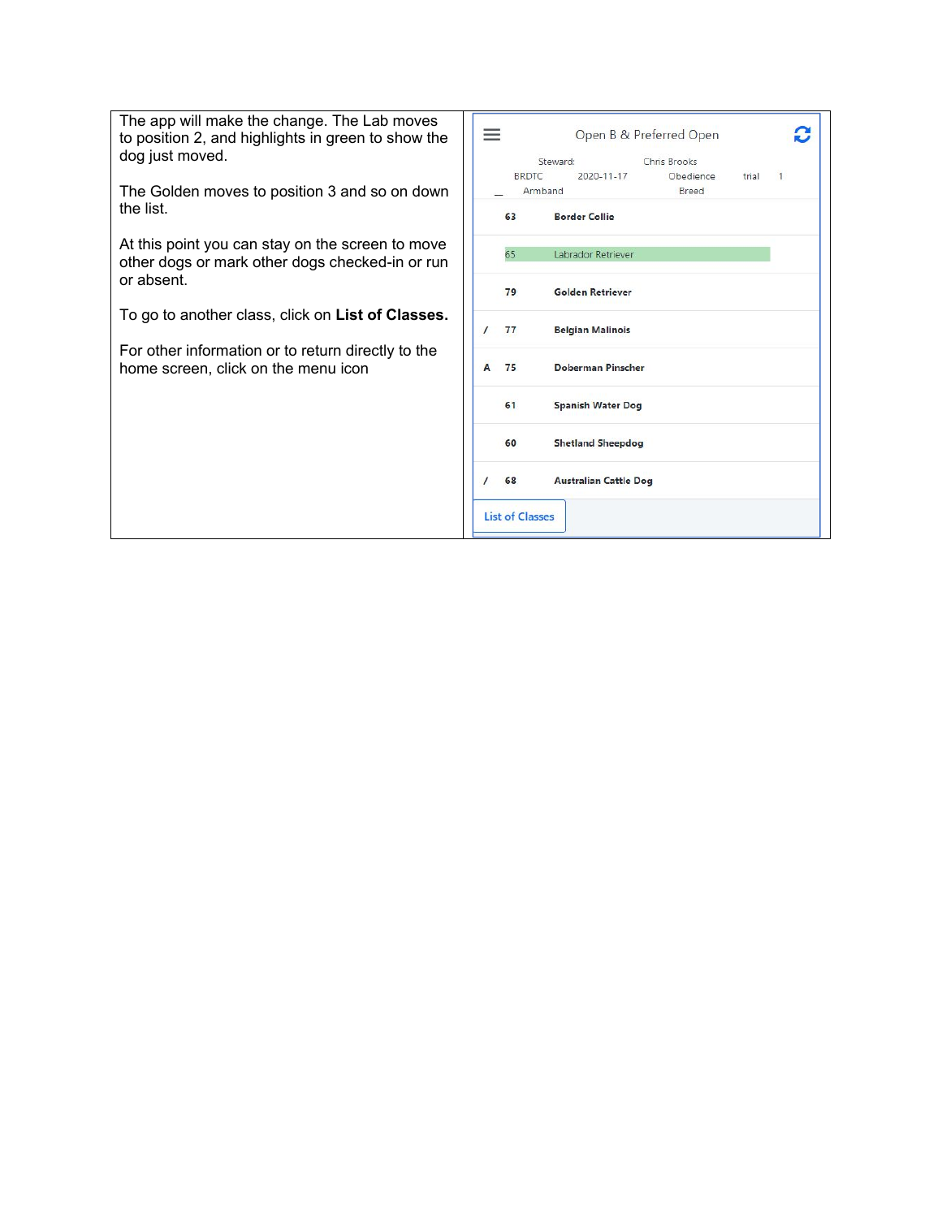| | |
|---|---|
| The app will make the change. The Lab moves to position 2, and highlights in green to show the dog just moved.<br><br>The Golden moves to position 3 and so on down the list.<br><br>At this point you can stay on the screen to move other dogs or mark other dogs checked-in or run or absent.<br><br>To go to another class, click on **List of Classes.**<br><br>For other information or to return directly to the home screen, click on the menu icon | Open B & Preferred Open<br><br>Steward: Chris Brooks<br>BRDTC 2020-11-17 Obedience trial 1<br>_ Armband Breed<br><br>63 Border Collie<br>65 Labrador Retriever<br>79 Golden Retriever<br>/ 77 Belgian Malinois<br>A 75 Doberman Pinscher<br>61 Spanish Water Dog<br>60 Shetland Sheepdog<br>/ 68 Australian Cattle Dog<br><br>List of Classes |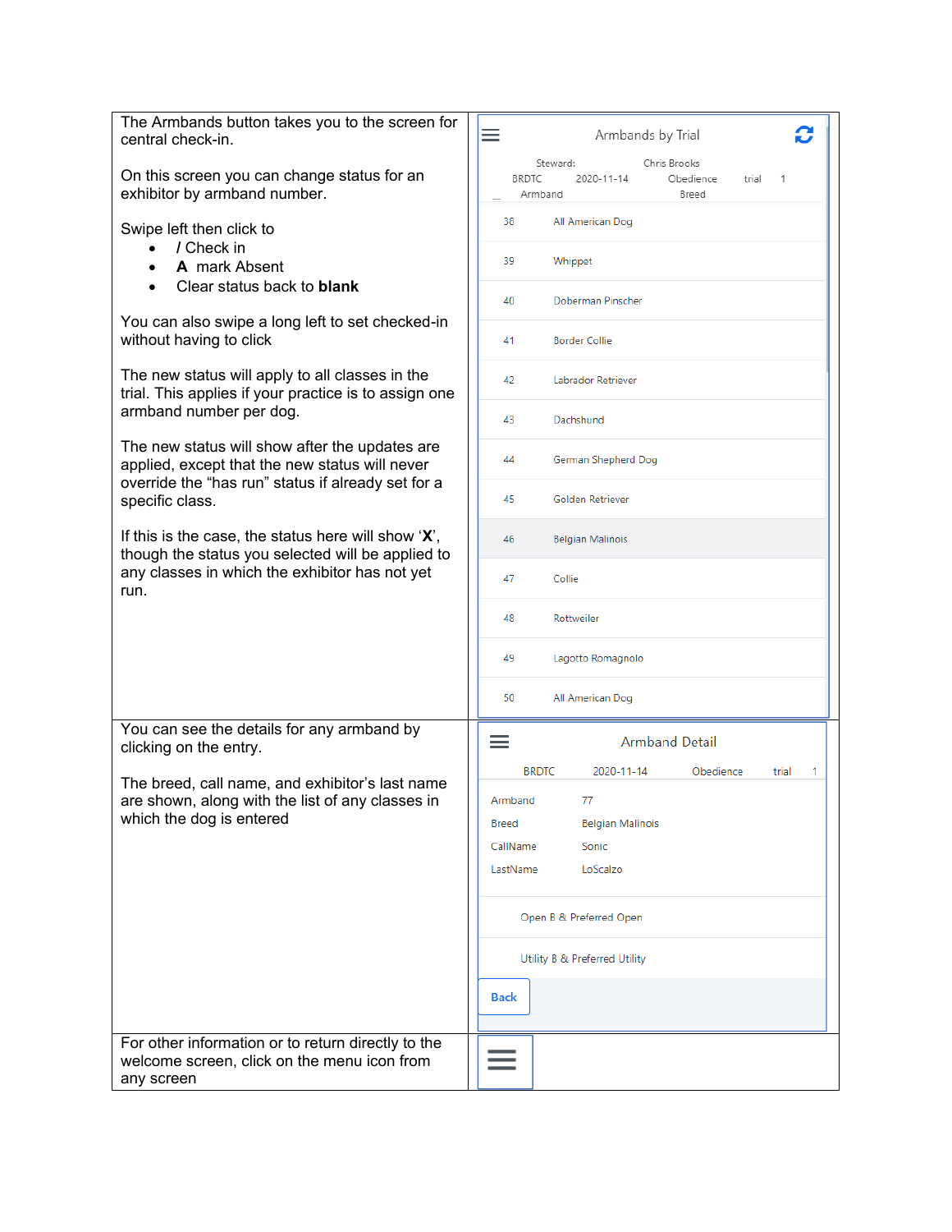| | |
|---|---|
| The Armbands button takes you to the screen for central check-in.<br><br>On this screen you can change status for an exhibitor by armband number.<br><br>Swipe left then click to<br>• / Check in<br>• **A** mark Absent<br>• Clear status back to **blank**<br><br>You can also swipe a long left to set checked-in without having to click<br><br>The new status will apply to all classes in the trial. This applies if your practice is to assign one armband number per dog.<br><br>The new status will show after the updates are applied, except that the new status will never override the "has run" status if already set for a specific class.<br><br>If this is the case, the status here will show '**X**', though the status you selected will be applied to any classes in which the exhibitor has not yet run. | Armbands by Trial<br><br>Steward: Chris Brooks<br>BRDTC 2020-11-14 Obedience trial 1<br>Armband Breed<br>38 All American Dog<br>39 Whippet<br>40 Doberman Pinscher<br>41 Border Collie<br>42 Labrador Retriever<br>43 Dachshund<br>44 German Shepherd Dog<br>45 Golden Retriever<br>46 Belgian Malinois<br>47 Collie<br>48 Rottweiler<br>49 Lagotto Romagnolo<br>50 All American Dog |
| You can see the details for any armband by clicking on the entry.<br><br>The breed, call name, and exhibitor's last name are shown, along with the list of any classes in which the dog is entered | Armband Detail<br><br>BRDTC 2020-11-14 Obedience trial 1<br>Armband 77<br>Breed Belgian Malinois<br>CallName Sonic<br>LastName LoScalzo<br>Open B & Preferred Open<br>Utility B & Preferred Utility<br>Back |
| For other information or to return directly to the welcome screen, click on the menu icon from any screen | |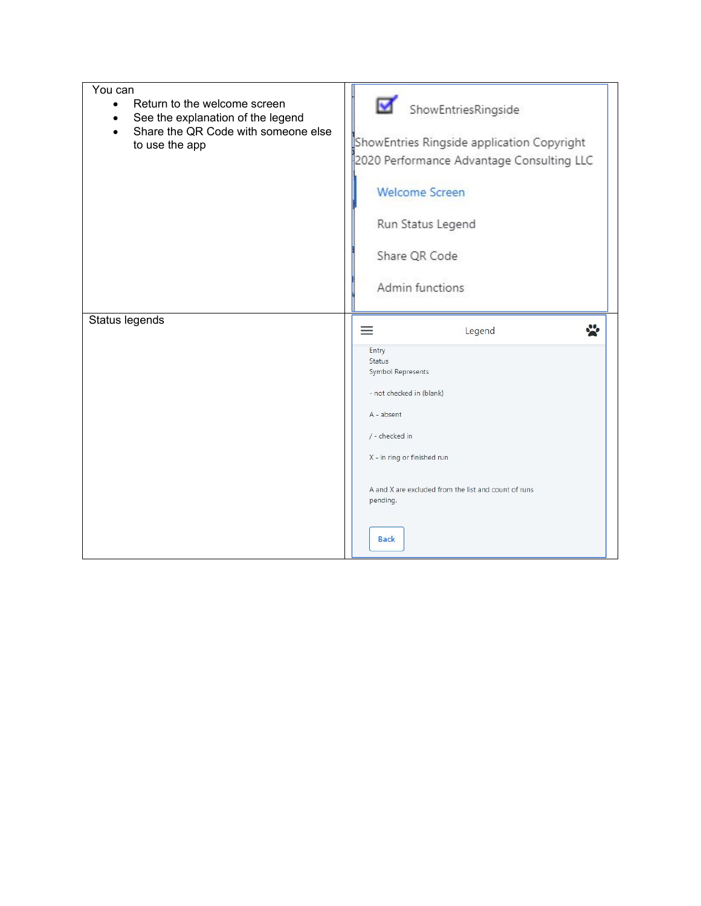| You can | |
|---|---|
| <ul><li>Return to the welcome screen</li><li>See the explanation of the legend</li><li>Share the QR Code with someone else to use the app</li></ul> | ShowEntriesRingside<br><br>ShowEntries Ringside application Copyright 2020 Performance Advantage Consulting LLC<br><br>Welcome Screen<br><br>Run Status Legend<br><br>Share QR Code<br><br>Admin functions |
| Status legends | Legend<br><br>Entry<br>Status<br>Symbol Represents<br><br>- not checked in (blank)<br><br>A - absent<br><br>/ - checked in<br><br>X - in ring or finished run<br><br>A and X are excluded from the list and count of runs pending.<br><br>Back |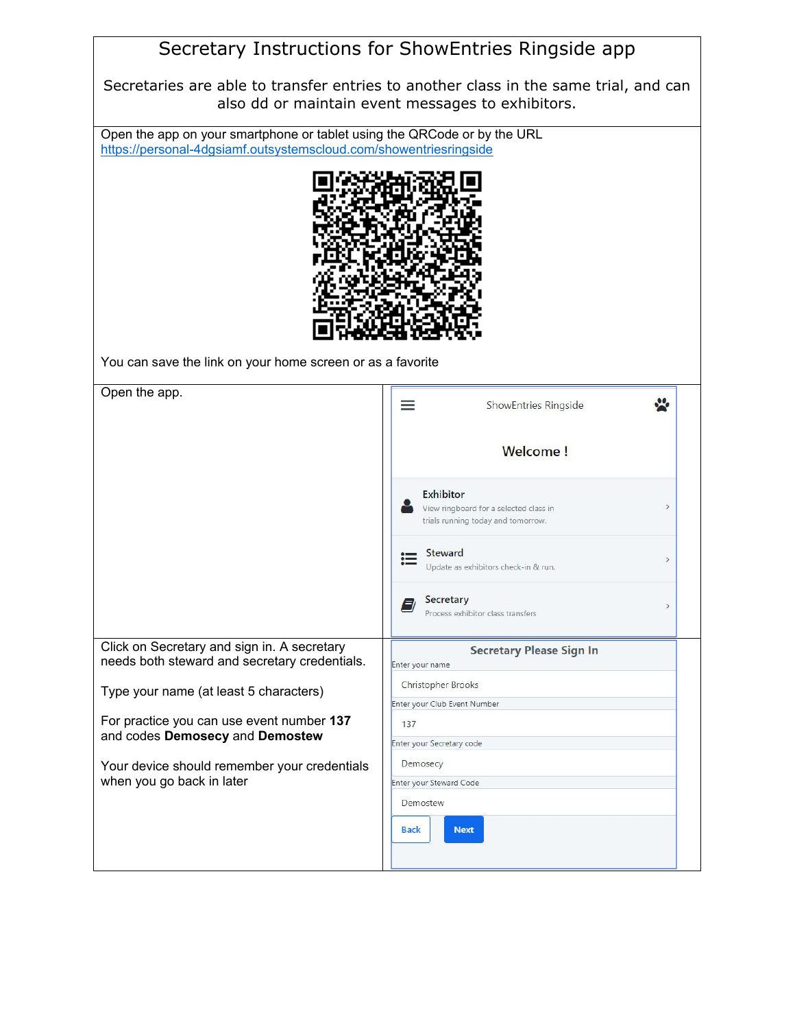# Secretary Instructions for ShowEntries Ringside app

Secretaries are able to transfer entries to another class in the same trial, and can also dd or maintain event messages to exhibitors.

Open the app on your smartphone or tablet using the QRCode or by the URL
https://personal-4dgsiamf.outsystemscloud.com/showentriesringside

You can save the link on your home screen or as a favorite

| | |
|---|---|
| Open the app. | ShowEntries Ringside<br><br>**Welcome !**<br><br>**Exhibitor** – View ringboard for a selected class in trials running today and tomorrow.<br>**Steward** – Update as exhibitors check-in & run.<br>**Secretary** – Process exhibitor class transfers |
| Click on Secretary and sign in. A secretary needs both steward and secretary credentials.<br><br>Type your name (at least 5 characters)<br><br>For practice you can use event number **137** and codes **Demosecy** and **Demostew**<br><br>Your device should remember your credentials when you go back in later | **Secretary Please Sign In**<br>Enter your name: Christopher Brooks<br>Enter your Club Event Number: 137<br>Enter your Secretary code: Demosecy<br>Enter your Steward Code: Demostew<br>Back / Next |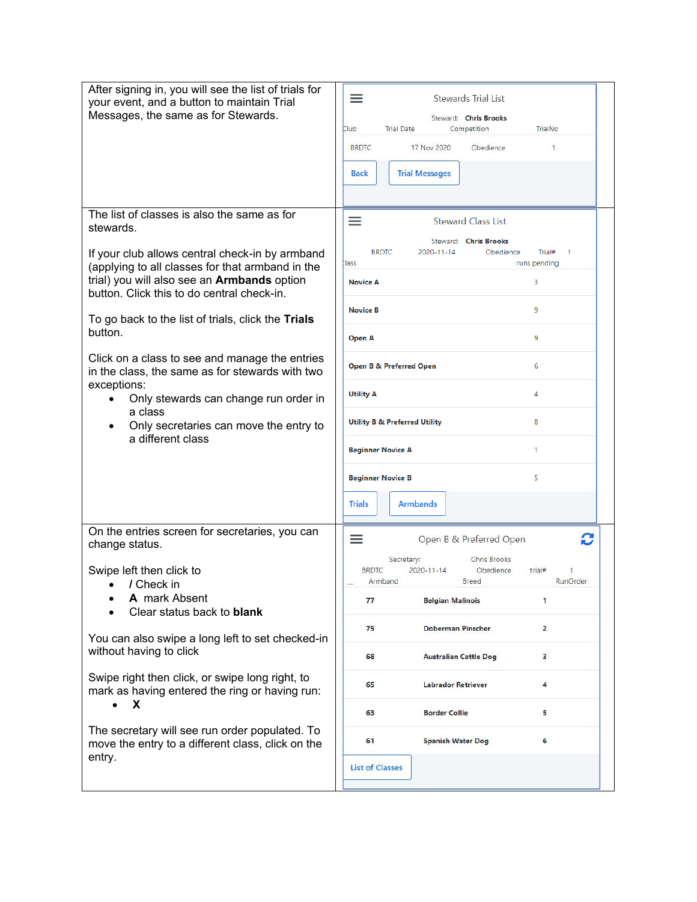| | |
|---|---|
| After signing in, you will see the list of trials for your event, and a button to maintain Trial Messages, the same as for Stewards. | Stewards Trial List<br><br>Steward: **Chris Brooks**<br><br>Club · Trial Date · Competition · TrialNo<br>BRDTC · 17 Nov 2020 · Obedience · 1<br><br>[Back] [Trial Messages] |
| The list of classes is also the same as for stewards.<br><br>If your club allows central check-in by armband (applying to all classes for that armband in the trial) you will also see an **Armbands** option button. Click this to do central check-in.<br><br>To go back to the list of trials, click the **Trials** button.<br><br>Click on a class to see and manage the entries in the class, the same as for stewards with two exceptions:<br>• Only stewards can change run order in a class<br>• Only secretaries can move the entry to a different class | Steward Class List<br><br>Steward: **Chris Brooks**<br>BRDTC · 2020-11-14 · Obedience · Trial# 1<br><br>Class · runs pending<br>**Novice A** · 3<br>**Novice B** · 9<br>**Open A** · 9<br>**Open B & Preferred Open** · 6<br>**Utility A** · 4<br>**Utility B & Preferred Utility** · 8<br>**Beginner Novice A** · 1<br>**Beginner Novice B** · 5<br><br>[Trials] [Armbands] |
| On the entries screen for secretaries, you can change status.<br><br>Swipe left then click to<br>• / Check in<br>• **A** mark Absent<br>• Clear status back to **blank**<br><br>You can also swipe a long left to set checked-in without having to click<br><br>Swipe right then click, or swipe long right, to mark as having entered the ring or having run:<br>• **X**<br><br>The secretary will see run order populated. To move the entry to a different class, click on the entry. | Open B & Preferred Open<br><br>Secretary: Chris Brooks<br>BRDTC · 2020-11-14 · Obedience · trial# 1<br><br>Armband · Breed · RunOrder<br>**77** · **Belgian Malinois** · **1**<br>**75** · **Doberman Pinscher** · **2**<br>**68** · **Australian Cattle Dog** · **3**<br>**65** · **Labrador Retriever** · **4**<br>**63** · **Border Collie** · **5**<br>**61** · **Spanish Water Dog** · **6**<br><br>[List of Classes] |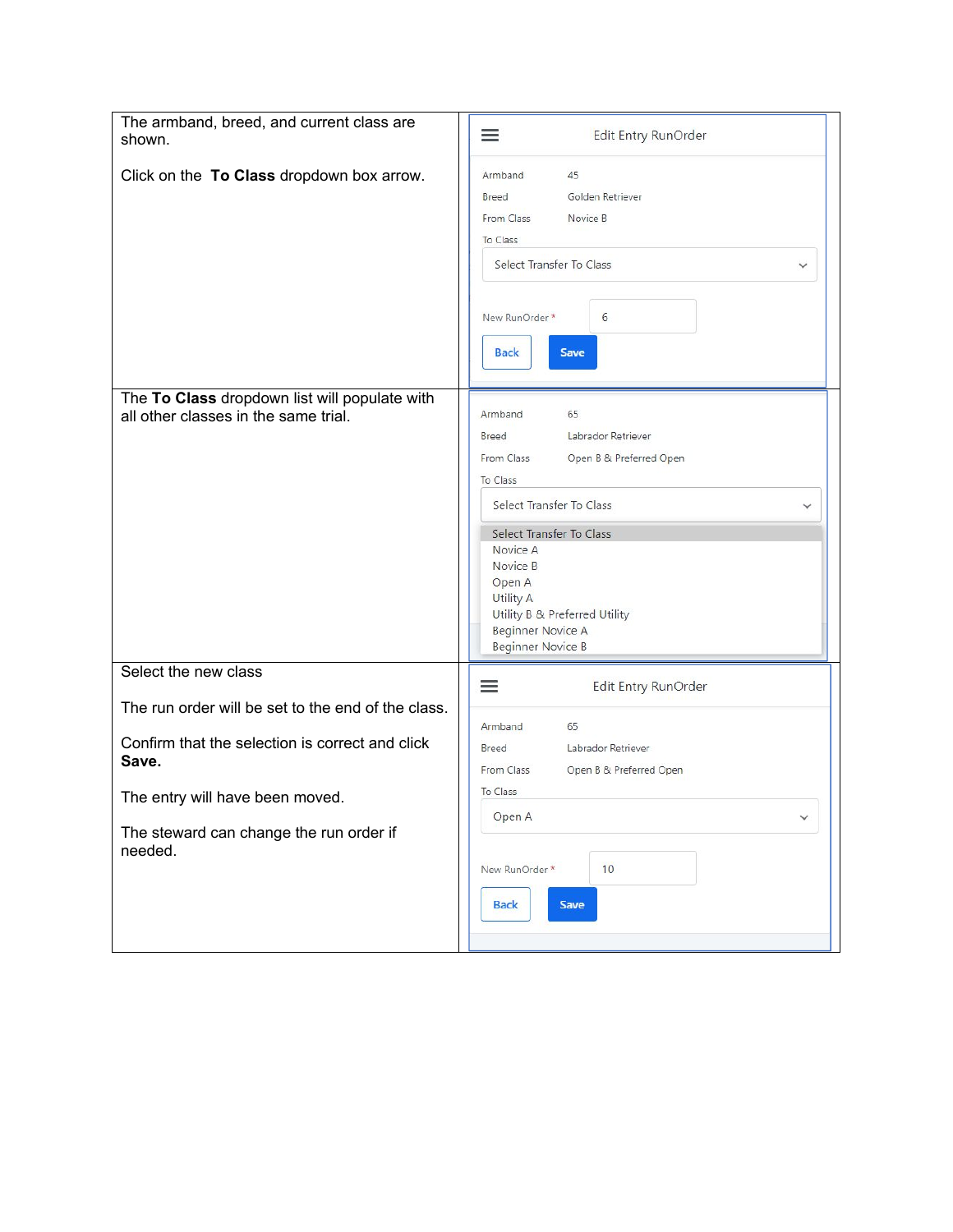| | |
|---|---|
| The armband, breed, and current class are shown.<br><br>Click on the **To Class** dropdown box arrow. | Edit Entry RunOrder<br><br>Armband 45<br>Breed Golden Retriever<br>From Class Novice B<br>To Class<br>Select Transfer To Class<br><br>New RunOrder * 6<br><br>Back Save |
| The **To Class** dropdown list will populate with all other classes in the same trial. | Armband 65<br>Breed Labrador Retriever<br>From Class Open B & Preferred Open<br>To Class<br>Select Transfer To Class<br><br>Select Transfer To Class<br>Novice A<br>Novice B<br>Open A<br>Utility A<br>Utility B & Preferred Utility<br>Beginner Novice A<br>Beginner Novice B |
| Select the new class<br><br>The run order will be set to the end of the class.<br><br>Confirm that the selection is correct and click **Save.**<br><br>The entry will have been moved.<br><br>The steward can change the run order if needed. | Edit Entry RunOrder<br><br>Armband 65<br>Breed Labrador Retriever<br>From Class Open B & Preferred Open<br>To Class<br>Open A<br><br>New RunOrder * 10<br><br>Back Save |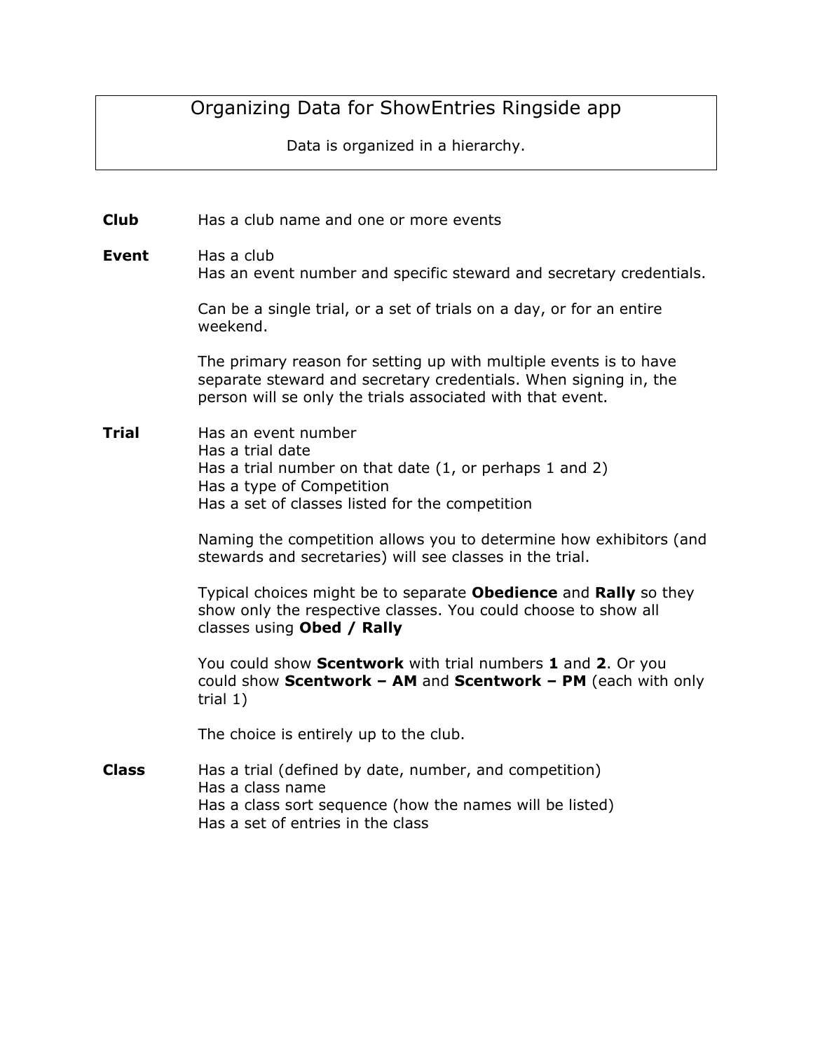# Organizing Data for ShowEntries Ringside app

Data is organized in a hierarchy.

**Club** Has a club name and one or more events

**Event** Has a club
Has an event number and specific steward and secretary credentials.

Can be a single trial, or a set of trials on a day, or for an entire weekend.

The primary reason for setting up with multiple events is to have separate steward and secretary credentials. When signing in, the person will se only the trials associated with that event.

**Trial** Has an event number
Has a trial date
Has a trial number on that date (1, or perhaps 1 and 2)
Has a type of Competition
Has a set of classes listed for the competition

Naming the competition allows you to determine how exhibitors (and stewards and secretaries) will see classes in the trial.

Typical choices might be to separate **Obedience** and **Rally** so they show only the respective classes. You could choose to show all classes using **Obed / Rally**

You could show **Scentwork** with trial numbers **1** and **2**. Or you could show **Scentwork – AM** and **Scentwork – PM** (each with only trial 1)

The choice is entirely up to the club.

**Class** Has a trial (defined by date, number, and competition)
Has a class name
Has a class sort sequence (how the names will be listed)
Has a set of entries in the class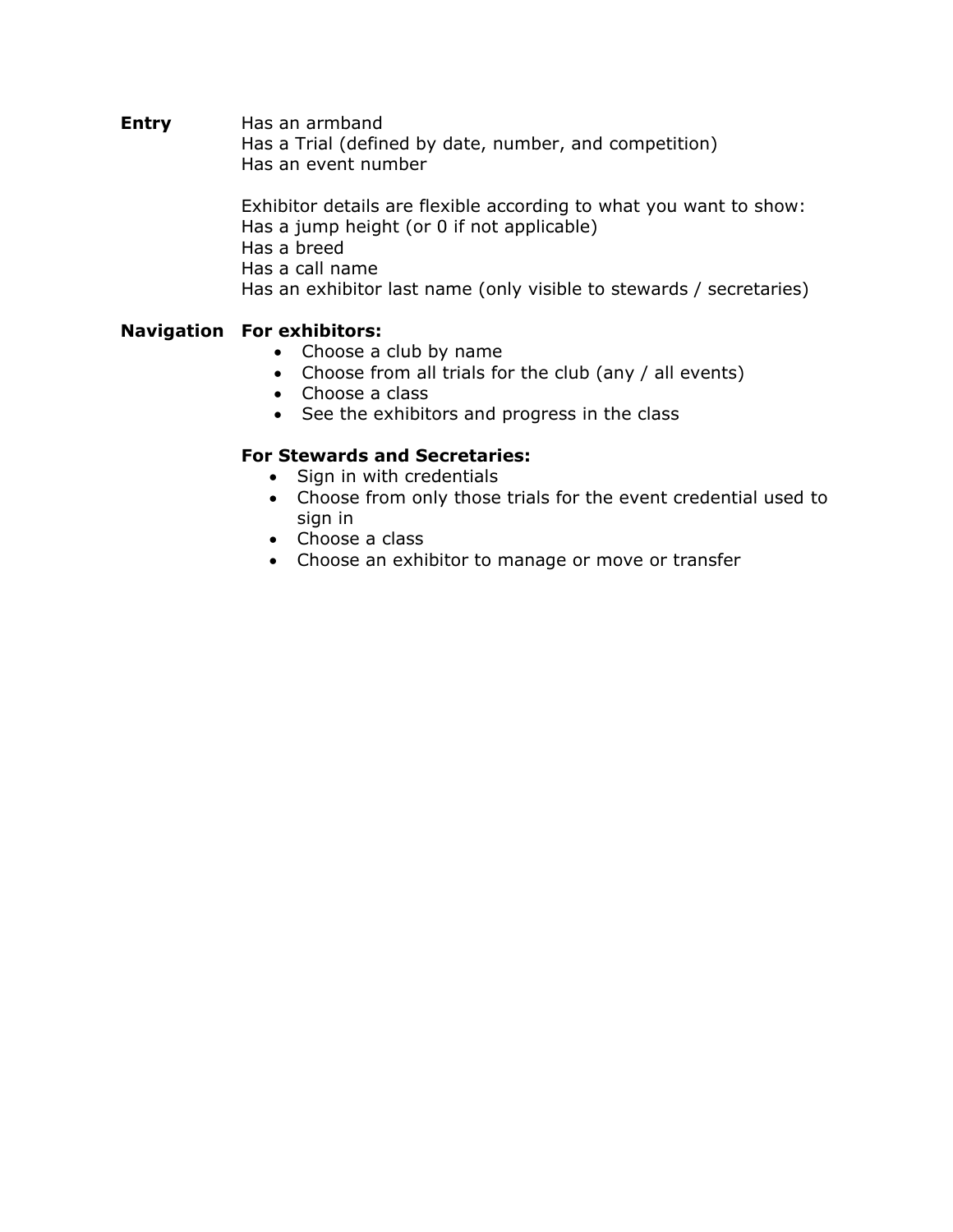**Entry**

Has an armband
Has a Trial (defined by date, number, and competition)
Has an event number

Exhibitor details are flexible according to what you want to show:
Has a jump height (or 0 if not applicable)
Has a breed
Has a call name
Has an exhibitor last name (only visible to stewards / secretaries)

**Navigation**

**For exhibitors:**

- Choose a club by name
- Choose from all trials for the club (any / all events)
- Choose a class
- See the exhibitors and progress in the class

**For Stewards and Secretaries:**

- Sign in with credentials
- Choose from only those trials for the event credential used to sign in
- Choose a class
- Choose an exhibitor to manage or move or transfer